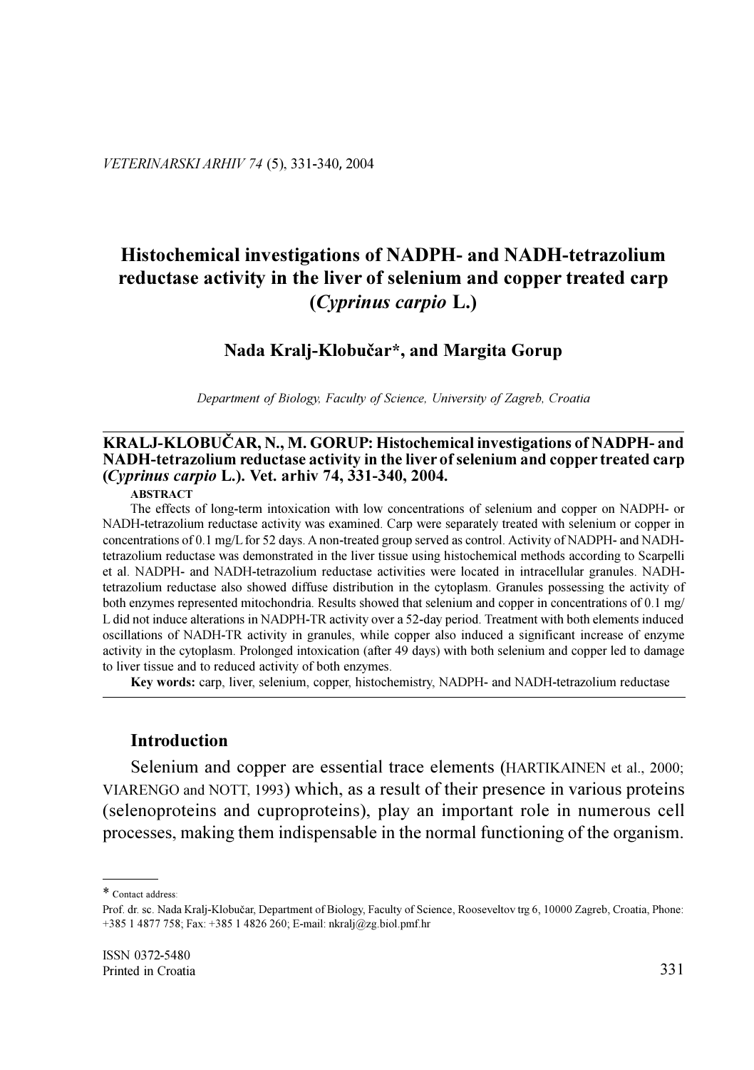# Histochemical investigations of NADPH- and NADH-tetrazolium reductase activity in the liver of selenium and copper treated carp (*Cyprinus carpio* L.)

**Nada Kralj-Klobučar\*, and Margita Gorup**

*Department of Biology, Faculty of Science, University of Zagreb, Croatia*

---

**KRALJ-KLOBUČAR, N., M. GORUP: Histochemical investigations of NADPH- and NADH-tetrazolium reductase activity in the liver of selenium and copper treated carp (*Cyprinus carpio* L.). Vet. arhiv 74, 331-340, 2004.**

**ABSTRACT**

The effects of long-term intoxication with low concentrations of selenium and copper on NADPH- or NADH-tetrazolium reductase activity was examined. Carp were separately treated with selenium or copper in concentrations of 0.1 mg/L for 52 days. A non-treated group served as control. Activity of NADPH- and NADH-tetrazolium reductase was demonstrated in the liver tissue using histochemical methods according to Scarpelli et al. NADPH- and NADH-tetrazolium reductase activities were located in intracellular granules. NADH-tetrazolium reductase also showed diffuse distribution in the cytoplasm. Granules possessing the activity of both enzymes represented mitochondria. Results showed that selenium and copper in concentrations of 0.1 mg/L did not induce alterations in NADPH-TR activity over a 52-day period. Treatment with both elements induced oscillations of NADH-TR activity in granules, while copper also induced a significant increase of enzyme activity in the cytoplasm. Prolonged intoxication (after 49 days) with both selenium and copper led to damage to liver tissue and to reduced activity of both enzymes.

**Key words:** carp, liver, selenium, copper, histochemistry, NADPH- and NADH-tetrazolium reductase

---

## Introduction

Selenium and copper are essential trace elements (HARTIKAINEN et al., 2000; VIARENGO and NOTT, 1993) which, as a result of their presence in various proteins (selenoproteins and cuproproteins), play an important role in numerous cell processes, making them indispensable in the normal functioning of the organism.

---

\* Contact address:
Prof. dr. sc. Nada Kralj-Klobučar, Department of Biology, Faculty of Science, Rooseveltov trg 6, 10000 Zagreb, Croatia, Phone: +385 1 4877 758; Fax: +385 1 4826 260; E-mail: nkralj@zg.biol.pmf.hr

ISSN 0372-5480
Printed in Croatia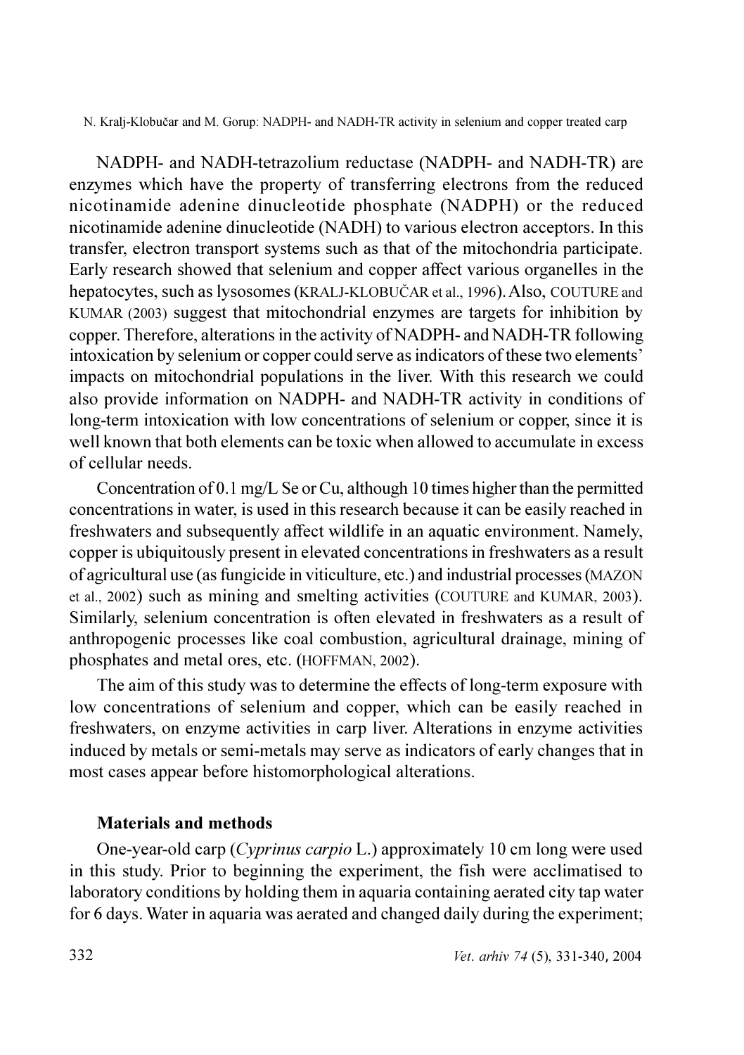NADPH- and NADH-tetrazolium reductase (NADPH- and NADH-TR) are enzymes which have the property of transferring electrons from the reduced nicotinamide adenine dinucleotide phosphate (NADPH) or the reduced nicotinamide adenine dinucleotide (NADH) to various electron acceptors. In this transfer, electron transport systems such as that of the mitochondria participate. Early research showed that selenium and copper affect various organelles in the hepatocytes, such as lysosomes (KRALJ-KLOBUČAR et al., 1996). Also, COUTURE and KUMAR (2003) suggest that mitochondrial enzymes are targets for inhibition by copper. Therefore, alterations in the activity of NADPH- and NADH-TR following intoxication by selenium or copper could serve as indicators of these two elements' impacts on mitochondrial populations in the liver. With this research we could also provide information on NADPH- and NADH-TR activity in conditions of long-term intoxication with low concentrations of selenium or copper, since it is well known that both elements can be toxic when allowed to accumulate in excess of cellular needs.

Concentration of 0.1 mg/L Se or Cu, although 10 times higher than the permitted concentrations in water, is used in this research because it can be easily reached in freshwaters and subsequently affect wildlife in an aquatic environment. Namely, copper is ubiquitously present in elevated concentrations in freshwaters as a result of agricultural use (as fungicide in viticulture, etc.) and industrial processes (MAZON et al., 2002) such as mining and smelting activities (COUTURE and KUMAR, 2003). Similarly, selenium concentration is often elevated in freshwaters as a result of anthropogenic processes like coal combustion, agricultural drainage, mining of phosphates and metal ores, etc. (HOFFMAN, 2002).

The aim of this study was to determine the effects of long-term exposure with low concentrations of selenium and copper, which can be easily reached in freshwaters, on enzyme activities in carp liver. Alterations in enzyme activities induced by metals or semi-metals may serve as indicators of early changes that in most cases appear before histomorphological alterations.

## Materials and methods

One-year-old carp (*Cyprinus carpio* L.) approximately 10 cm long were used in this study. Prior to beginning the experiment, the fish were acclimatised to laboratory conditions by holding them in aquaria containing aerated city tap water for 6 days. Water in aquaria was aerated and changed daily during the experiment;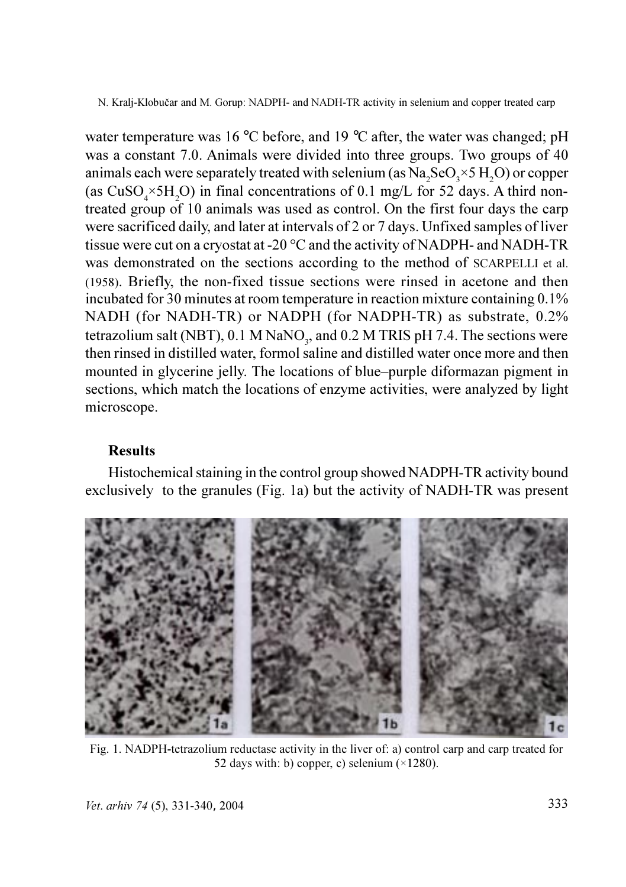water temperature was 16 °C before, and 19 °C after, the water was changed; pH was a constant 7.0. Animals were divided into three groups. Two groups of 40 animals each were separately treated with selenium (as $Na_2SeO_3 \times 5\ H_2O$) or copper (as $CuSO_4 \times 5H_2O$) in final concentrations of 0.1 mg/L for 52 days. A third non-treated group of 10 animals was used as control. On the first four days the carp were sacrificed daily, and later at intervals of 2 or 7 days. Unfixed samples of liver tissue were cut on a cryostat at -20 °C and the activity of NADPH- and NADH-TR was demonstrated on the sections according to the method of SCARPELLI et al. (1958). Briefly, the non-fixed tissue sections were rinsed in acetone and then incubated for 30 minutes at room temperature in reaction mixture containing 0.1% NADH (for NADH-TR) or NADPH (for NADPH-TR) as substrate, 0.2% tetrazolium salt (NBT), 0.1 M $NaNO_3$, and 0.2 M TRIS pH 7.4. The sections were then rinsed in distilled water, formol saline and distilled water once more and then mounted in glycerine jelly. The locations of blue–purple diformazan pigment in sections, which match the locations of enzyme activities, were analyzed by light microscope.

## Results

Histochemical staining in the control group showed NADPH-TR activity bound exclusively to the granules (Fig. 1a) but the activity of NADH-TR was present

Fig. 1. NADPH-tetrazolium reductase activity in the liver of: a) control carp and carp treated for 52 days with: b) copper, c) selenium (×1280).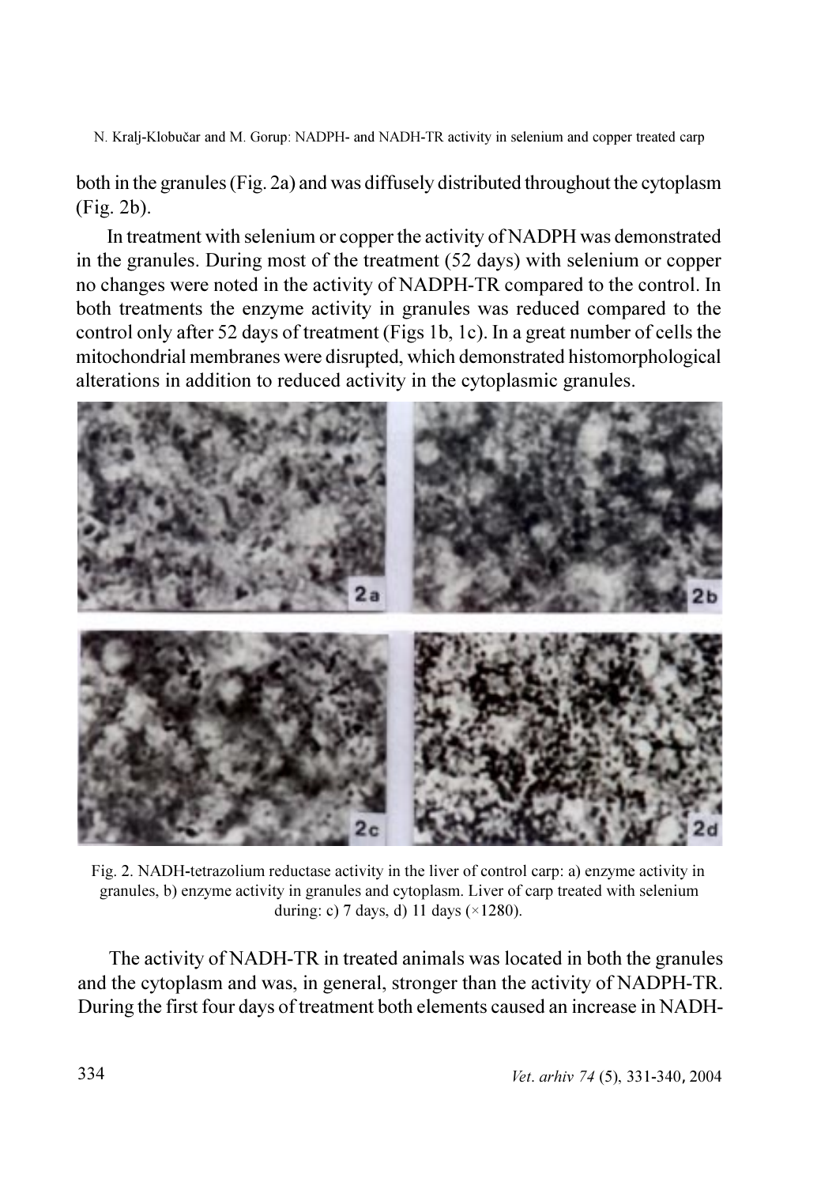both in the granules (Fig. 2a) and was diffusely distributed throughout the cytoplasm (Fig. 2b).

In treatment with selenium or copper the activity of NADPH was demonstrated in the granules. During most of the treatment (52 days) with selenium or copper no changes were noted in the activity of NADPH-TR compared to the control. In both treatments the enzyme activity in granules was reduced compared to the control only after 52 days of treatment (Figs 1b, 1c). In a great number of cells the mitochondrial membranes were disrupted, which demonstrated histomorphological alterations in addition to reduced activity in the cytoplasmic granules.

Fig. 2. NADH-tetrazolium reductase activity in the liver of control carp: a) enzyme activity in granules, b) enzyme activity in granules and cytoplasm. Liver of carp treated with selenium during: c) 7 days, d) 11 days (×1280).

The activity of NADH-TR in treated animals was located in both the granules and the cytoplasm and was, in general, stronger than the activity of NADPH-TR. During the first four days of treatment both elements caused an increase in NADH-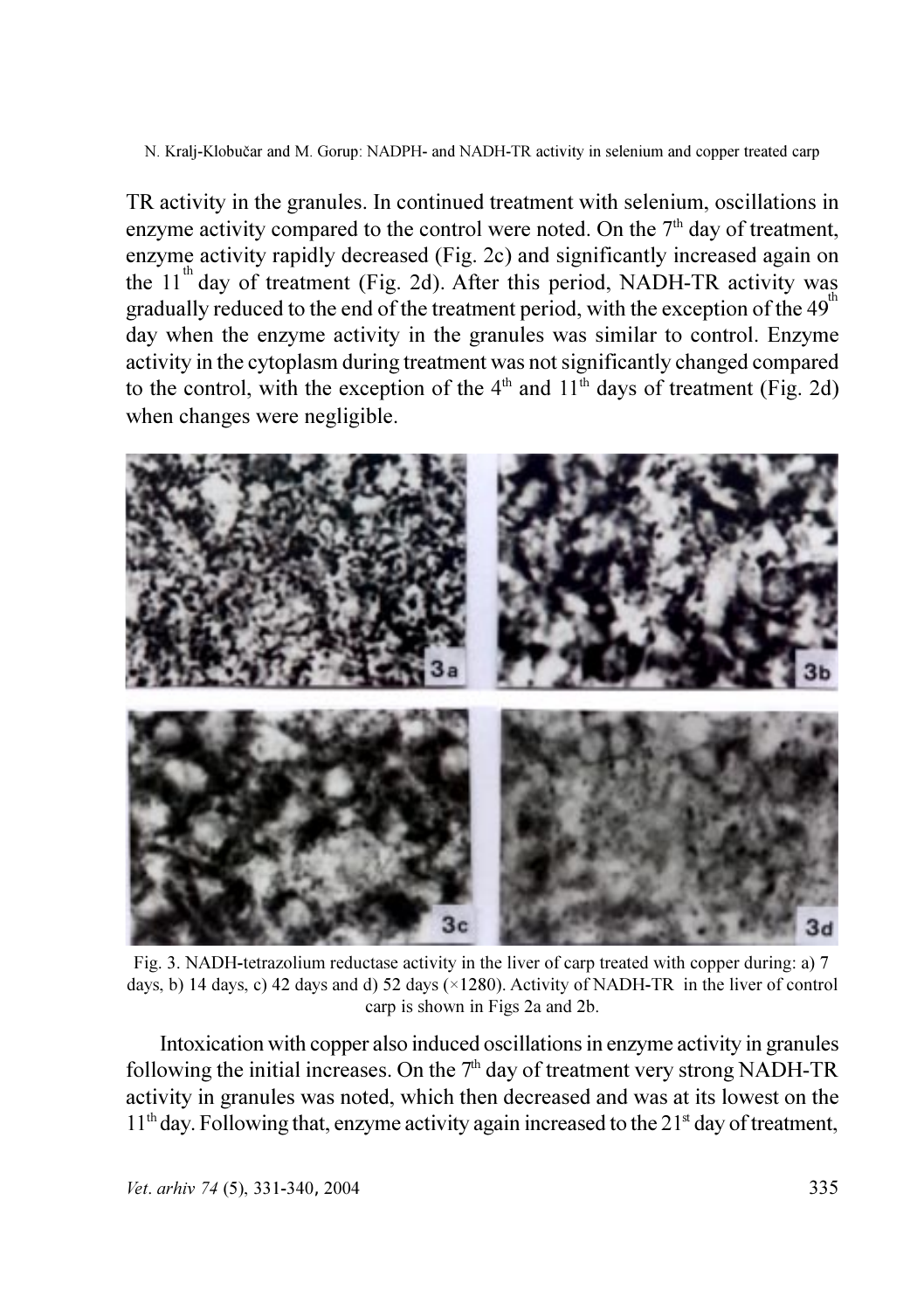TR activity in the granules. In continued treatment with selenium, oscillations in enzyme activity compared to the control were noted. On the 7th day of treatment, enzyme activity rapidly decreased (Fig. 2c) and significantly increased again on the 11th day of treatment (Fig. 2d). After this period, NADH-TR activity was gradually reduced to the end of the treatment period, with the exception of the 49th day when the enzyme activity in the granules was similar to control. Enzyme activity in the cytoplasm during treatment was not significantly changed compared to the control, with the exception of the 4th and 11th days of treatment (Fig. 2d) when changes were negligible.

Fig. 3. NADH-tetrazolium reductase activity in the liver of carp treated with copper during: a) 7 days, b) 14 days, c) 42 days and d) 52 days (×1280). Activity of NADH-TR in the liver of control carp is shown in Figs 2a and 2b.

Intoxication with copper also induced oscillations in enzyme activity in granules following the initial increases. On the 7th day of treatment very strong NADH-TR activity in granules was noted, which then decreased and was at its lowest on the 11th day. Following that, enzyme activity again increased to the 21st day of treatment,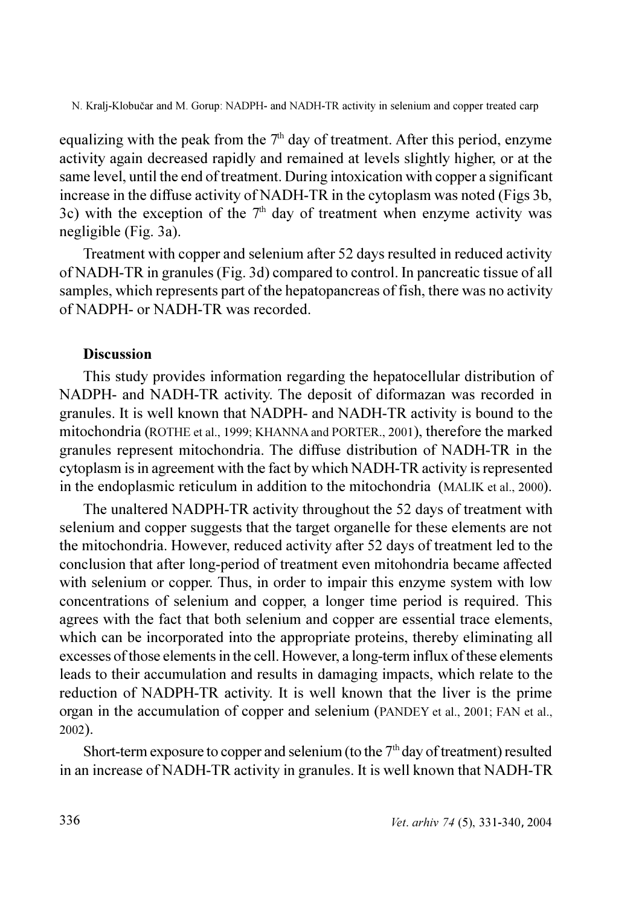equalizing with the peak from the 7[th] day of treatment. After this period, enzyme activity again decreased rapidly and remained at levels slightly higher, or at the same level, until the end of treatment. During intoxication with copper a significant increase in the diffuse activity of NADH-TR in the cytoplasm was noted (Figs 3b, 3c) with the exception of the 7[th] day of treatment when enzyme activity was negligible (Fig. 3a).

Treatment with copper and selenium after 52 days resulted in reduced activity of NADH-TR in granules (Fig. 3d) compared to control. In pancreatic tissue of all samples, which represents part of the hepatopancreas of fish, there was no activity of NADPH- or NADH-TR was recorded.

## Discussion

This study provides information regarding the hepatocellular distribution of NADPH- and NADH-TR activity. The deposit of diformazan was recorded in granules. It is well known that NADPH- and NADH-TR activity is bound to the mitochondria (ROTHE et al., 1999; KHANNA and PORTER., 2001), therefore the marked granules represent mitochondria. The diffuse distribution of NADH-TR in the cytoplasm is in agreement with the fact by which NADH-TR activity is represented in the endoplasmic reticulum in addition to the mitochondria (MALIK et al., 2000).

The unaltered NADPH-TR activity throughout the 52 days of treatment with selenium and copper suggests that the target organelle for these elements are not the mitochondria. However, reduced activity after 52 days of treatment led to the conclusion that after long-period of treatment even mitohondria became affected with selenium or copper. Thus, in order to impair this enzyme system with low concentrations of selenium and copper, a longer time period is required. This agrees with the fact that both selenium and copper are essential trace elements, which can be incorporated into the appropriate proteins, thereby eliminating all excesses of those elements in the cell. However, a long-term influx of these elements leads to their accumulation and results in damaging impacts, which relate to the reduction of NADPH-TR activity. It is well known that the liver is the prime organ in the accumulation of copper and selenium (PANDEY et al., 2001; FAN et al., 2002).

Short-term exposure to copper and selenium (to the 7[th] day of treatment) resulted in an increase of NADH-TR activity in granules. It is well known that NADH-TR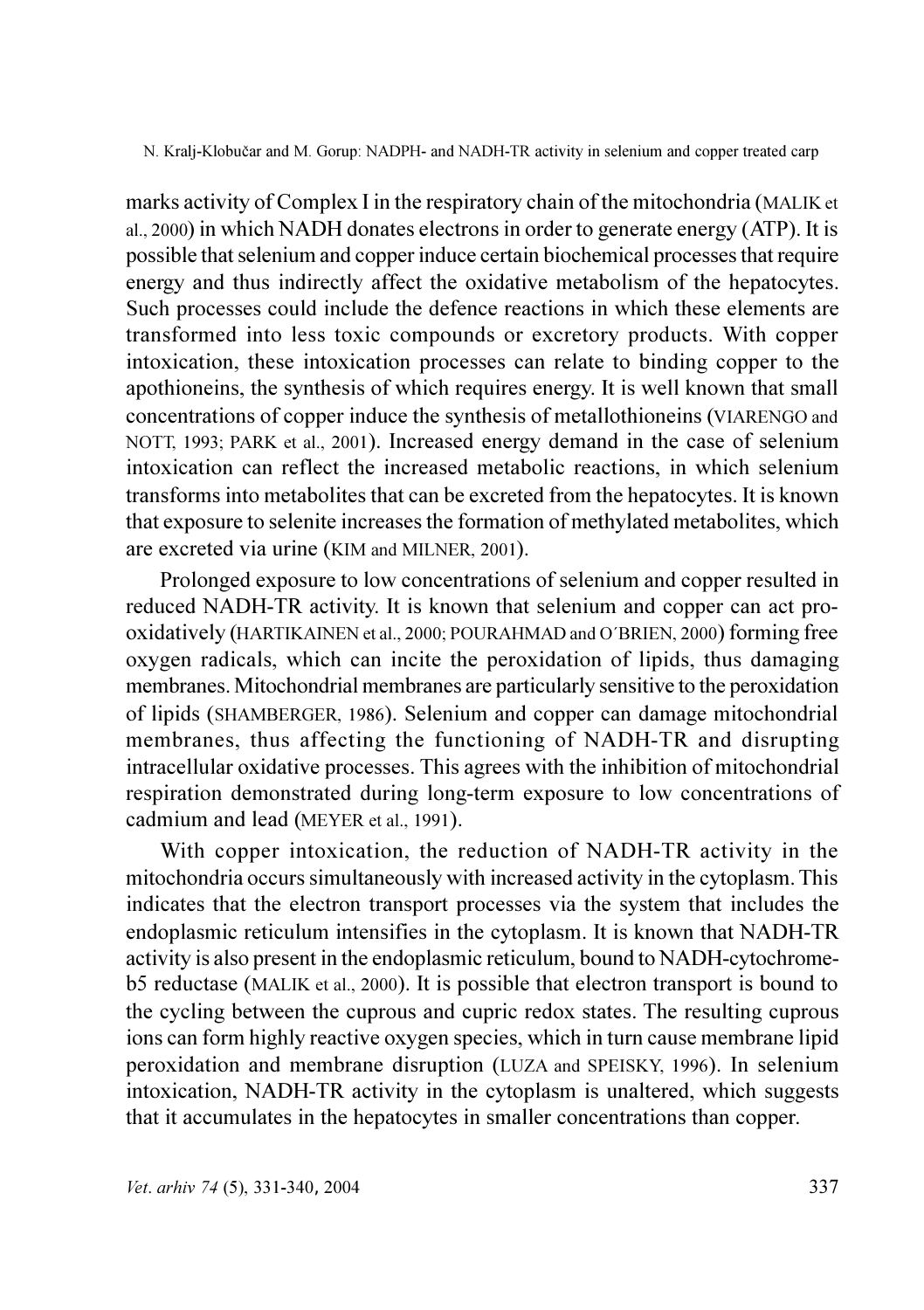marks activity of Complex I in the respiratory chain of the mitochondria (MALIK et al., 2000) in which NADH donates electrons in order to generate energy (ATP). It is possible that selenium and copper induce certain biochemical processes that require energy and thus indirectly affect the oxidative metabolism of the hepatocytes. Such processes could include the defence reactions in which these elements are transformed into less toxic compounds or excretory products. With copper intoxication, these intoxication processes can relate to binding copper to the apothioneins, the synthesis of which requires energy. It is well known that small concentrations of copper induce the synthesis of metallothioneins (VIARENGO and NOTT, 1993; PARK et al., 2001). Increased energy demand in the case of selenium intoxication can reflect the increased metabolic reactions, in which selenium transforms into metabolites that can be excreted from the hepatocytes. It is known that exposure to selenite increases the formation of methylated metabolites, which are excreted via urine (KIM and MILNER, 2001).

Prolonged exposure to low concentrations of selenium and copper resulted in reduced NADH-TR activity. It is known that selenium and copper can act pro-oxidatively (HARTIKAINEN et al., 2000; POURAHMAD and O´BRIEN, 2000) forming free oxygen radicals, which can incite the peroxidation of lipids, thus damaging membranes. Mitochondrial membranes are particularly sensitive to the peroxidation of lipids (SHAMBERGER, 1986). Selenium and copper can damage mitochondrial membranes, thus affecting the functioning of NADH-TR and disrupting intracellular oxidative processes. This agrees with the inhibition of mitochondrial respiration demonstrated during long-term exposure to low concentrations of cadmium and lead (MEYER et al., 1991).

With copper intoxication, the reduction of NADH-TR activity in the mitochondria occurs simultaneously with increased activity in the cytoplasm. This indicates that the electron transport processes via the system that includes the endoplasmic reticulum intensifies in the cytoplasm. It is known that NADH-TR activity is also present in the endoplasmic reticulum, bound to NADH-cytochrome-b5 reductase (MALIK et al., 2000). It is possible that electron transport is bound to the cycling between the cuprous and cupric redox states. The resulting cuprous ions can form highly reactive oxygen species, which in turn cause membrane lipid peroxidation and membrane disruption (LUZA and SPEISKY, 1996). In selenium intoxication, NADH-TR activity in the cytoplasm is unaltered, which suggests that it accumulates in the hepatocytes in smaller concentrations than copper.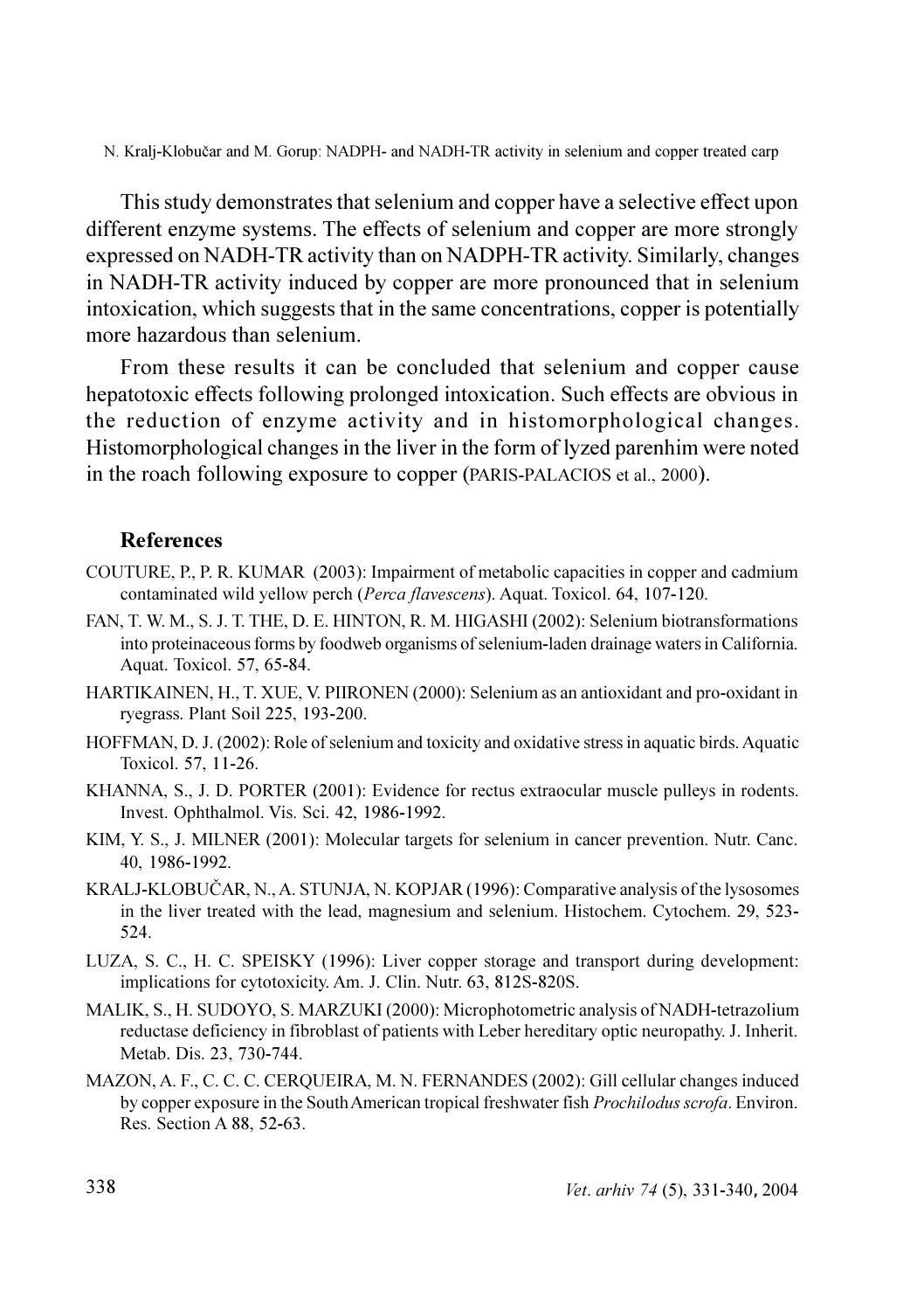This study demonstrates that selenium and copper have a selective effect upon different enzyme systems. The effects of selenium and copper are more strongly expressed on NADH-TR activity than on NADPH-TR activity. Similarly, changes in NADH-TR activity induced by copper are more pronounced that in selenium intoxication, which suggests that in the same concentrations, copper is potentially more hazardous than selenium.

From these results it can be concluded that selenium and copper cause hepatotoxic effects following prolonged intoxication. Such effects are obvious in the reduction of enzyme activity and in histomorphological changes. Histomorphological changes in the liver in the form of lyzed parenhim were noted in the roach following exposure to copper (PARIS-PALACIOS et al., 2000).

## References

COUTURE, P., P. R. KUMAR (2003): Impairment of metabolic capacities in copper and cadmium contaminated wild yellow perch (*Perca flavescens*). Aquat. Toxicol. 64, 107-120.

FAN, T. W. M., S. J. T. THE, D. E. HINTON, R. M. HIGASHI (2002): Selenium biotransformations into proteinaceous forms by foodweb organisms of selenium-laden drainage waters in California. Aquat. Toxicol. 57, 65-84.

HARTIKAINEN, H., T. XUE, V. PIIRONEN (2000): Selenium as an antioxidant and pro-oxidant in ryegrass. Plant Soil 225, 193-200.

HOFFMAN, D. J. (2002): Role of selenium and toxicity and oxidative stress in aquatic birds. Aquatic Toxicol. 57, 11-26.

KHANNA, S., J. D. PORTER (2001): Evidence for rectus extraocular muscle pulleys in rodents. Invest. Ophthalmol. Vis. Sci. 42, 1986-1992.

KIM, Y. S., J. MILNER (2001): Molecular targets for selenium in cancer prevention. Nutr. Canc. 40, 1986-1992.

KRALJ-KLOBUČAR, N., A. STUNJA, N. KOPJAR (1996): Comparative analysis of the lysosomes in the liver treated with the lead, magnesium and selenium. Histochem. Cytochem. 29, 523-524.

LUZA, S. C., H. C. SPEISKY (1996): Liver copper storage and transport during development: implications for cytotoxicity. Am. J. Clin. Nutr. 63, 812S-820S.

MALIK, S., H. SUDOYO, S. MARZUKI (2000): Microphotometric analysis of NADH-tetrazolium reductase deficiency in fibroblast of patients with Leber hereditary optic neuropathy. J. Inherit. Metab. Dis. 23, 730-744.

MAZON, A. F., C. C. C. CERQUEIRA, M. N. FERNANDES (2002): Gill cellular changes induced by copper exposure in the South American tropical freshwater fish *Prochilodus scrofa*. Environ. Res. Section A 88, 52-63.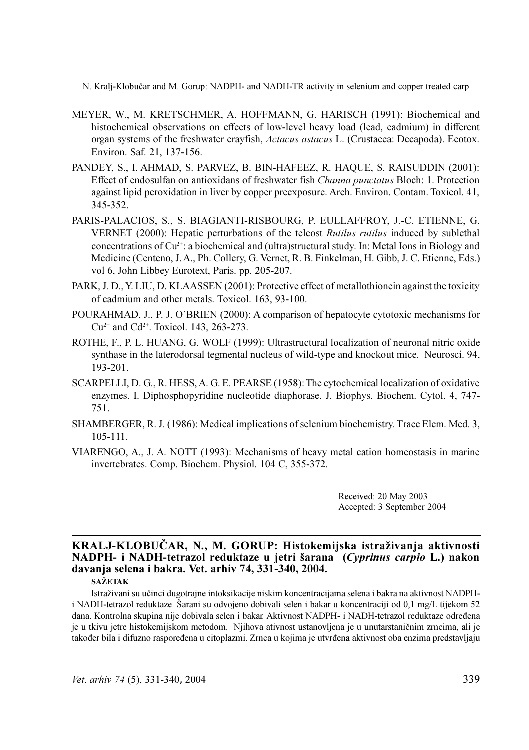MEYER, W., M. KRETSCHMER, A. HOFFMANN, G. HARISCH (1991): Biochemical and histochemical observations on effects of low-level heavy load (lead, cadmium) in different organ systems of the freshwater crayfish, *Actacus astacus* L. (Crustacea: Decapoda). Ecotox. Environ. Saf. 21, 137-156.

PANDEY, S., I. AHMAD, S. PARVEZ, B. BIN-HAFEEZ, R. HAQUE, S. RAISUDDIN (2001): Effect of endosulfan on antioxidans of freshwater fish *Channa punctatus* Bloch: 1. Protection against lipid peroxidation in liver by copper preexposure. Arch. Environ. Contam. Toxicol. 41, 345-352.

PARIS-PALACIOS, S., S. BIAGIANTI-RISBOURG, P. EULLAFFROY, J.-C. ETIENNE, G. VERNET (2000): Hepatic perturbations of the teleost *Rutilus rutilus* induced by sublethal concentrations of $Cu^{2+}$: a biochemical and (ultra)structural study. In: Metal Ions in Biology and Medicine (Centeno, J. A., Ph. Collery, G. Vernet, R. B. Finkelman, H. Gibb, J. C. Etienne, Eds.) vol 6, John Libbey Eurotext, Paris. pp. 205-207.

PARK, J. D., Y. LIU, D. KLAASSEN (2001): Protective effect of metallothionein against the toxicity of cadmium and other metals. Toxicol. 163, 93-100.

POURAHMAD, J., P. J. O´BRIEN (2000): A comparison of hepatocyte cytotoxic mechanisms for $Cu^{2+}$ and $Cd^{2+}$. Toxicol. 143, 263-273.

ROTHE, F., P. L. HUANG, G. WOLF (1999): Ultrastructural localization of neuronal nitric oxide synthase in the laterodorsal tegmental nucleus of wild-type and knockout mice. Neurosci. 94, 193-201.

SCARPELLI, D. G., R. HESS, A. G. E. PEARSE (1958): The cytochemical localization of oxidative enzymes. I. Diphosphopyridine nucleotide diaphorase. J. Biophys. Biochem. Cytol. 4, 747-751.

SHAMBERGER, R. J. (1986): Medical implications of selenium biochemistry. Trace Elem. Med. 3, 105-111.

VIARENGO, A., J. A. NOTT (1993): Mechanisms of heavy metal cation homeostasis in marine invertebrates. Comp. Biochem. Physiol. 104 C, 355-372.

Received: 20 May 2003
Accepted: 3 September 2004

---

**KRALJ-KLOBUČAR, N., M. GORUP: Histokemijska istraživanja aktivnosti NADPH- i NADH-tetrazol reduktaze u jetri šarana (*Cyprinus carpio* L.) nakon davanja selena i bakra. Vet. arhiv 74, 331-340, 2004.**

**SAŽETAK**

Istraživani su učinci dugotrajne intoksikacije niskim koncentracijama selena i bakra na aktivnost NADPH- i NADH-tetrazol reduktaze. Šarani su odvojeno dobivali selen i bakar u koncentraciji od 0,1 mg/L tijekom 52 dana. Kontrolna skupina nije dobivala selen i bakar. Aktivnost NADPH- i NADH-tetrazol reduktaze određena je u tkivu jetre histokemijskom metodom. Njihova ativnost ustanovljena je u unutarstaničnim zrncima, ali je također bila i difuzno raspoređena u citoplazmi. Zrnca u kojima je utvrđena aktivnost oba enzima predstavljaju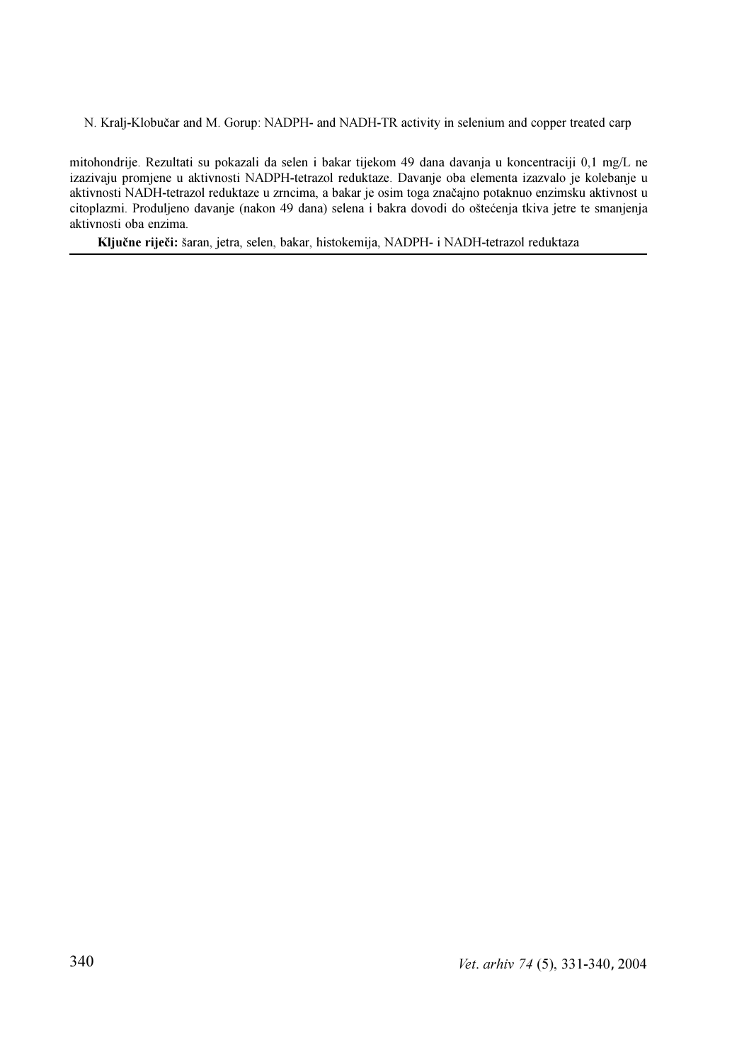mitohondrije. Rezultati su pokazali da selen i bakar tijekom 49 dana davanja u koncentraciji 0,1 mg/L ne izazivaju promjene u aktivnosti NADPH-tetrazol reduktaze. Davanje oba elementa izazvalo je kolebanje u aktivnosti NADH-tetrazol reduktaze u zrncima, a bakar je osim toga značajno potaknuo enzimsku aktivnost u citoplazmi. Produljeno davanje (nakon 49 dana) selena i bakra dovodi do oštećenja tkiva jetre te smanjenja aktivnosti oba enzima.

**Ključne riječi:** šaran, jetra, selen, bakar, histokemija, NADPH- i NADH-tetrazol reduktaza